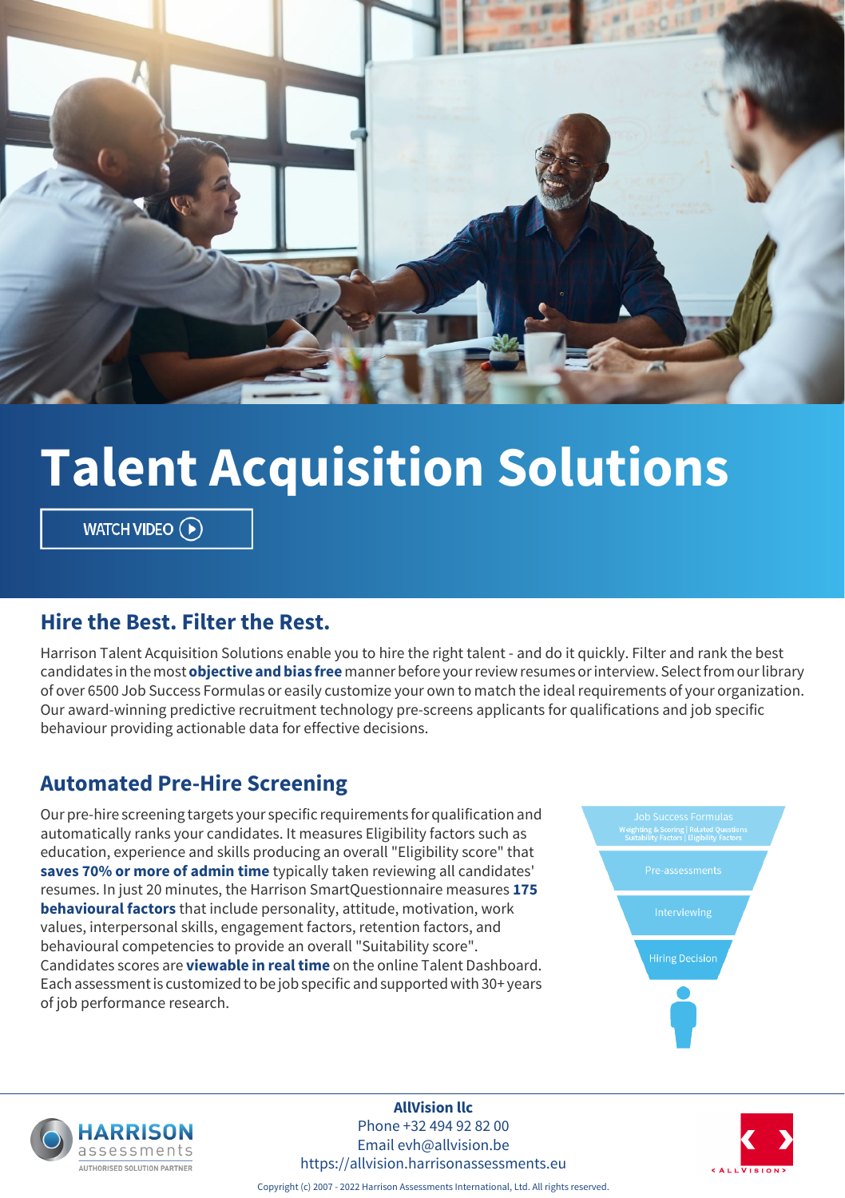# Talent Acquisition Solutions

WATCH VIDEO

## Hire the Best. Filter the Rest.

Harrison Talent Acquisition Solutions enable you to hire the right talent - and do it quickly. Filter and rank the best candidates in the most **objective and bias free** manner before your review resumes or interview. Select from our library of over 6500 Job Success Formulas or easily customize your own to match the ideal requirements of your organization. Our award-winning predictive recruitment technology pre-screens applicants for qualifications and job specific behaviour providing actionable data for effective decisions.

## Automated Pre-Hire Screening

Our pre-hire screening targets your specific requirements for qualification and automatically ranks your candidates. It measures Eligibility factors such as education, experience and skills producing an overall "Eligibility score" that **saves 70% or more of admin time** typically taken reviewing all candidates' resumes. In just 20 minutes, the Harrison SmartQuestionnaire measures **175 behavioural factors** that include personality, attitude, motivation, work values, interpersonal skills, engagement factors, retention factors, and behavioural competencies to provide an overall "Suitability score". Candidates scores are **viewable in real time** on the online Talent Dashboard. Each assessment is customized to be job specific and supported with 30+ years of job performance research.

Job Success Formulas
Weighting & Scoring | Related Questions
Suitability Factors | Eligibility Factors

Pre-assessments

Interviewing

Hiring Decision

HARRISON assessments
AUTHORISED SOLUTION PARTNER

**AllVision llc**
Phone +32 494 92 82 00
Email evh@allvision.be
https://allvision.harrisonassessments.eu

ALLVISION

Copyright (c) 2007 - 2022 Harrison Assessments International, Ltd. All rights reserved.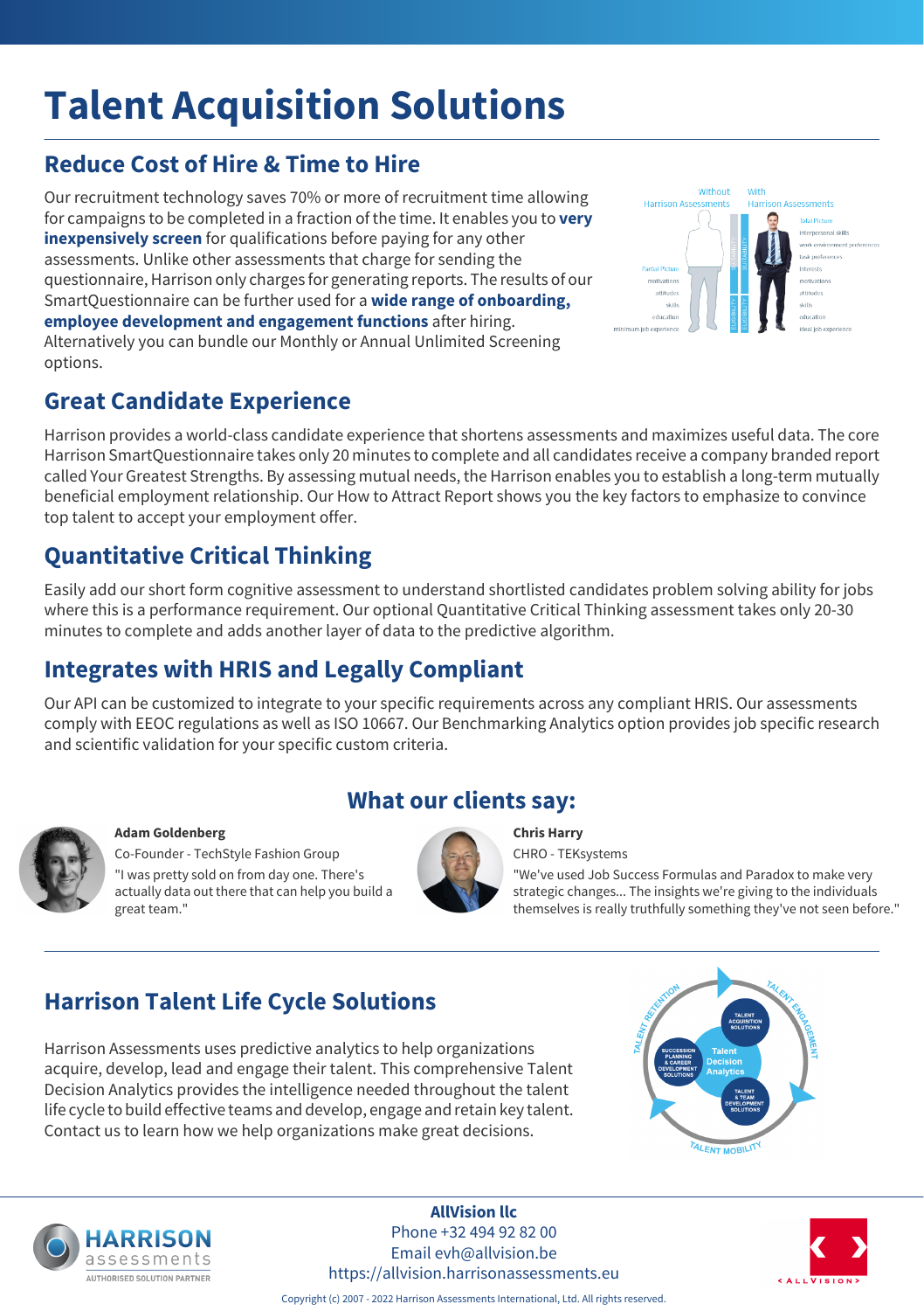# Talent Acquisition Solutions

## Reduce Cost of Hire & Time to Hire

Our recruitment technology saves 70% or more of recruitment time allowing for campaigns to be completed in a fraction of the time. It enables you to **very inexpensively screen** for qualifications before paying for any other assessments. Unlike other assessments that charge for sending the questionnaire, Harrison only charges for generating reports. The results of our SmartQuestionnaire can be further used for a **wide range of onboarding, employee development and engagement functions** after hiring. Alternatively you can bundle our Monthly or Annual Unlimited Screening options.

Without Harrison Assessments

With Harrison Assessments

Partial Picture

motivations

attitudes

skills

education

minimum job experience

Total Picture

interpersonal skills

work environment preferences

task preferences

interests

motivations

attitudes

skills

education

ideal job experience

## Great Candidate Experience

Harrison provides a world-class candidate experience that shortens assessments and maximizes useful data. The core Harrison SmartQuestionnaire takes only 20 minutes to complete and all candidates receive a company branded report called Your Greatest Strengths. By assessing mutual needs, the Harrison enables you to establish a long-term mutually beneficial employment relationship. Our How to Attract Report shows you the key factors to emphasize to convince top talent to accept your employment offer.

## Quantitative Critical Thinking

Easily add our short form cognitive assessment to understand shortlisted candidates problem solving ability for jobs where this is a performance requirement. Our optional Quantitative Critical Thinking assessment takes only 20-30 minutes to complete and adds another layer of data to the predictive algorithm.

## Integrates with HRIS and Legally Compliant

Our API can be customized to integrate to your specific requirements across any compliant HRIS. Our assessments comply with EEOC regulations as well as ISO 10667. Our Benchmarking Analytics option provides job specific research and scientific validation for your specific custom criteria.

## What our clients say:

**Adam Goldenberg**
Co-Founder - TechStyle Fashion Group
"I was pretty sold on from day one. There's actually data out there that can help you build a great team."

**Chris Harry**
CHRO - TEKsystems
"We've used Job Success Formulas and Paradox to make very strategic changes... The insights we're giving to the individuals themselves is really truthfully something they've not seen before."

## Harrison Talent Life Cycle Solutions

Harrison Assessments uses predictive analytics to help organizations acquire, develop, lead and engage their talent. This comprehensive Talent Decision Analytics provides the intelligence needed throughout the talent life cycle to build effective teams and develop, engage and retain key talent. Contact us to learn how we help organizations make great decisions.

TALENT RETENTION

TALENT ENGAGEMENT

TALENT MOBILITY

TALENT ACQUISITION SOLUTIONS

SUCCESSION PLANNING & CAREER DEVELOPMENT SOLUTIONS

Talent Decision Analytics

TALENT & TEAM DEVELOPMENT SOLUTIONS

HARRISON assessments
AUTHORISED SOLUTION PARTNER

**AllVision llc**
Phone +32 494 92 82 00
Email evh@allvision.be
https://allvision.harrisonassessments.eu

ALLVISION

Copyright (c) 2007 - 2022 Harrison Assessments International, Ltd. All rights reserved.